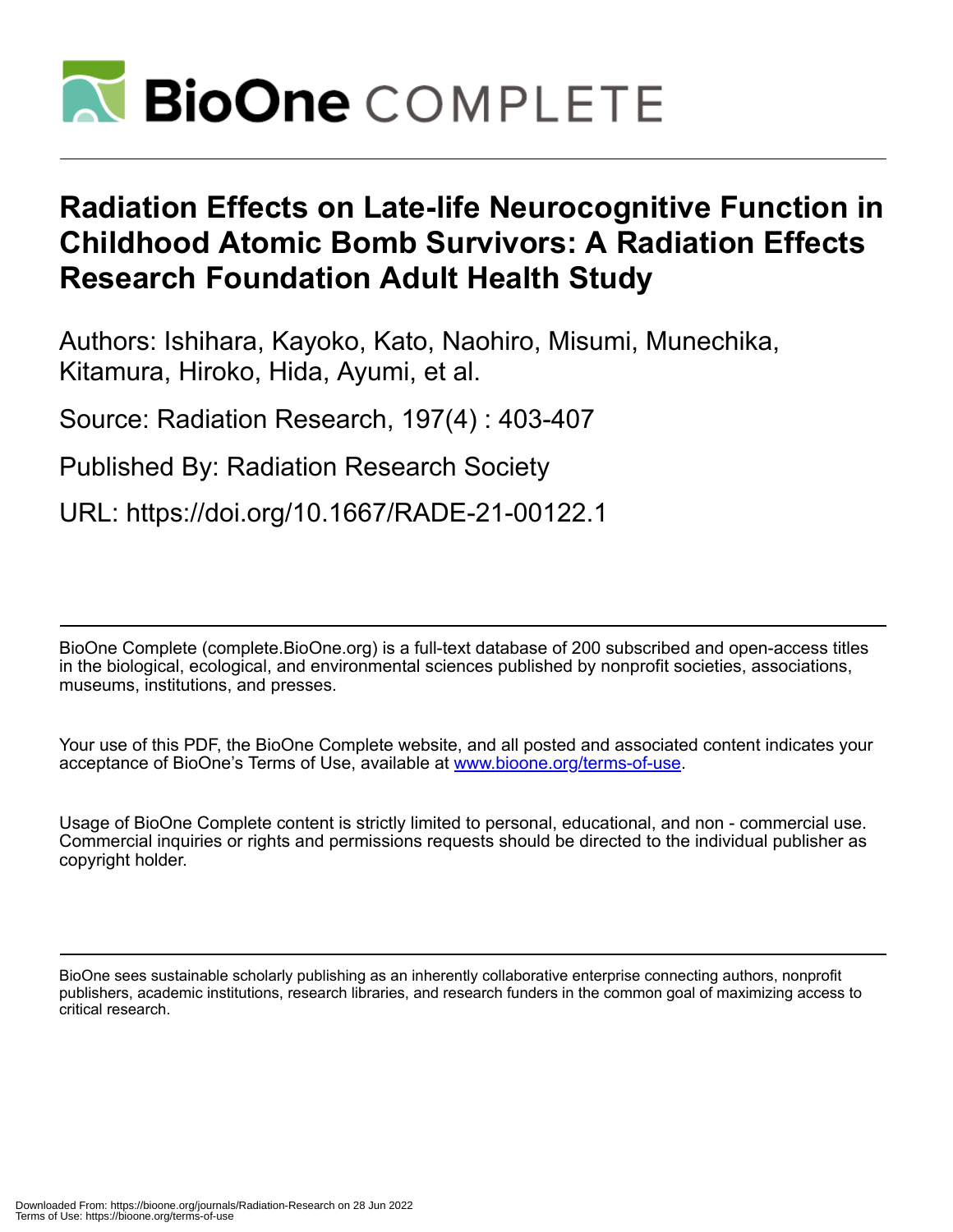# Radiation Effects on Late-life Neurocognitive Function in Childhood Atomic Bomb Survivors: A Radiation Effects Research Foundation Adult Health Study

Authors: Ishihara, Kayoko, Kato, Naohiro, Misumi, Munechika, Kitamura, Hiroko, Hida, Ayumi, et al.

Source: Radiation Research, 197(4) : 403-407

Published By: Radiation Research Society

URL: https://doi.org/10.1667/RADE-21-00122.1

BioOne Complete (complete.BioOne.org) is a full-text database of 200 subscribed and open-access titles in the biological, ecological, and environmental sciences published by nonprofit societies, associations, museums, institutions, and presses.

Your use of this PDF, the BioOne Complete website, and all posted and associated content indicates your acceptance of BioOne's Terms of Use, available at www.bioone.org/terms-of-use.

Usage of BioOne Complete content is strictly limited to personal, educational, and non - commercial use. Commercial inquiries or rights and permissions requests should be directed to the individual publisher as copyright holder.

BioOne sees sustainable scholarly publishing as an inherently collaborative enterprise connecting authors, nonprofit publishers, academic institutions, research libraries, and research funders in the common goal of maximizing access to critical research.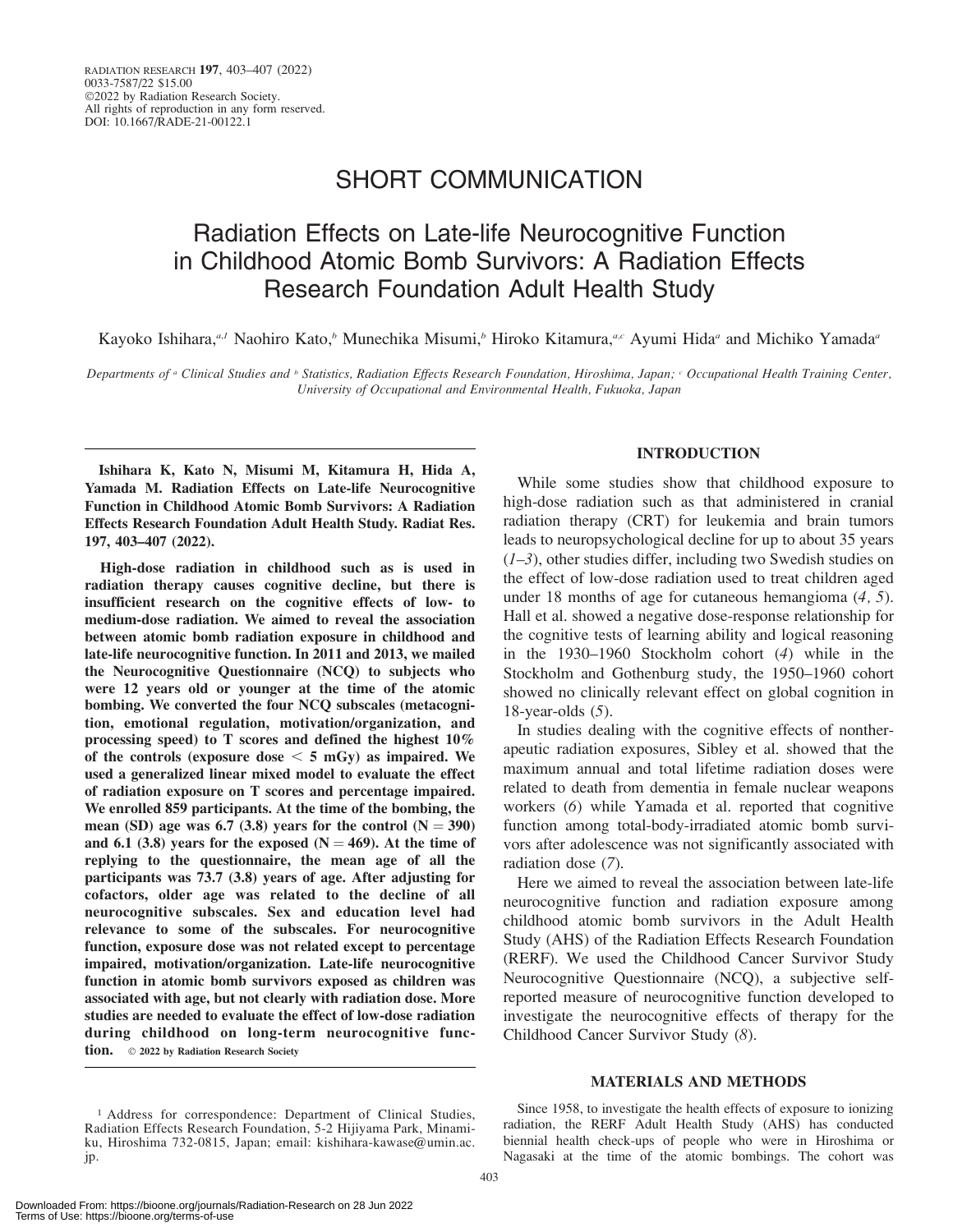# SHORT COMMUNICATION

# Radiation Effects on Late-life Neurocognitive Function in Childhood Atomic Bomb Survivors: A Radiation Effects Research Foundation Adult Health Study

Kayoko Ishihara,[a,1] Naohiro Kato,[b] Munechika Misumi,[b] Hiroko Kitamura,[a,c] Ayumi Hida[a] and Michiko Yamada[a]

*Departments of* [a] *Clinical Studies and* [b] *Statistics, Radiation Effects Research Foundation, Hiroshima, Japan;* [c] *Occupational Health Training Center, University of Occupational and Environmental Health, Fukuoka, Japan*

**Ishihara K, Kato N, Misumi M, Kitamura H, Hida A, Yamada M. Radiation Effects on Late-life Neurocognitive Function in Childhood Atomic Bomb Survivors: A Radiation Effects Research Foundation Adult Health Study. Radiat Res. 197, 403–407 (2022).**

**High-dose radiation in childhood such as is used in radiation therapy causes cognitive decline, but there is insufficient research on the cognitive effects of low- to medium-dose radiation. We aimed to reveal the association between atomic bomb radiation exposure in childhood and late-life neurocognitive function. In 2011 and 2013, we mailed the Neurocognitive Questionnaire (NCQ) to subjects who were 12 years old or younger at the time of the atomic bombing. We converted the four NCQ subscales (metacognition, emotional regulation, motivation/organization, and processing speed) to T scores and defined the highest 10% of the controls (exposure dose < 5 mGy) as impaired. We used a generalized linear mixed model to evaluate the effect of radiation exposure on T scores and percentage impaired. We enrolled 859 participants. At the time of the bombing, the mean (SD) age was 6.7 (3.8) years for the control (N = 390) and 6.1 (3.8) years for the exposed (N = 469). At the time of replying to the questionnaire, the mean age of all the participants was 73.7 (3.8) years of age. After adjusting for cofactors, older age was related to the decline of all neurocognitive subscales. Sex and education level had relevance to some of the subscales. For neurocognitive function, exposure dose was not related except to percentage impaired, motivation/organization. Late-life neurocognitive function in atomic bomb survivors exposed as children was associated with age, but not clearly with radiation dose. More studies are needed to evaluate the effect of low-dose radiation during childhood on long-term neurocognitive function.** © 2022 by Radiation Research Society

## INTRODUCTION

While some studies show that childhood exposure to high-dose radiation such as that administered in cranial radiation therapy (CRT) for leukemia and brain tumors leads to neuropsychological decline for up to about 35 years (*1–3*), other studies differ, including two Swedish studies on the effect of low-dose radiation used to treat children aged under 18 months of age for cutaneous hemangioma (*4, 5*). Hall et al. showed a negative dose-response relationship for the cognitive tests of learning ability and logical reasoning in the 1930–1960 Stockholm cohort (*4*) while in the Stockholm and Gothenburg study, the 1950–1960 cohort showed no clinically relevant effect on global cognition in 18-year-olds (*5*).

In studies dealing with the cognitive effects of nontherapeutic radiation exposures, Sibley et al. showed that the maximum annual and total lifetime radiation doses were related to death from dementia in female nuclear weapons workers (*6*) while Yamada et al. reported that cognitive function among total-body-irradiated atomic bomb survivors after adolescence was not significantly associated with radiation dose (*7*).

Here we aimed to reveal the association between late-life neurocognitive function and radiation exposure among childhood atomic bomb survivors in the Adult Health Study (AHS) of the Radiation Effects Research Foundation (RERF). We used the Childhood Cancer Survivor Study Neurocognitive Questionnaire (NCQ), a subjective self-reported measure of neurocognitive function developed to investigate the neurocognitive effects of therapy for the Childhood Cancer Survivor Study (*8*).

## MATERIALS AND METHODS

Since 1958, to investigate the health effects of exposure to ionizing radiation, the RERF Adult Health Study (AHS) has conducted biennial health check-ups of people who were in Hiroshima or Nagasaki at the time of the atomic bombings. The cohort was

[1] Address for correspondence: Department of Clinical Studies, Radiation Effects Research Foundation, 5-2 Hijiyama Park, Minami-ku, Hiroshima 732-0815, Japan; email: kishihara-kawase@umin.ac.jp.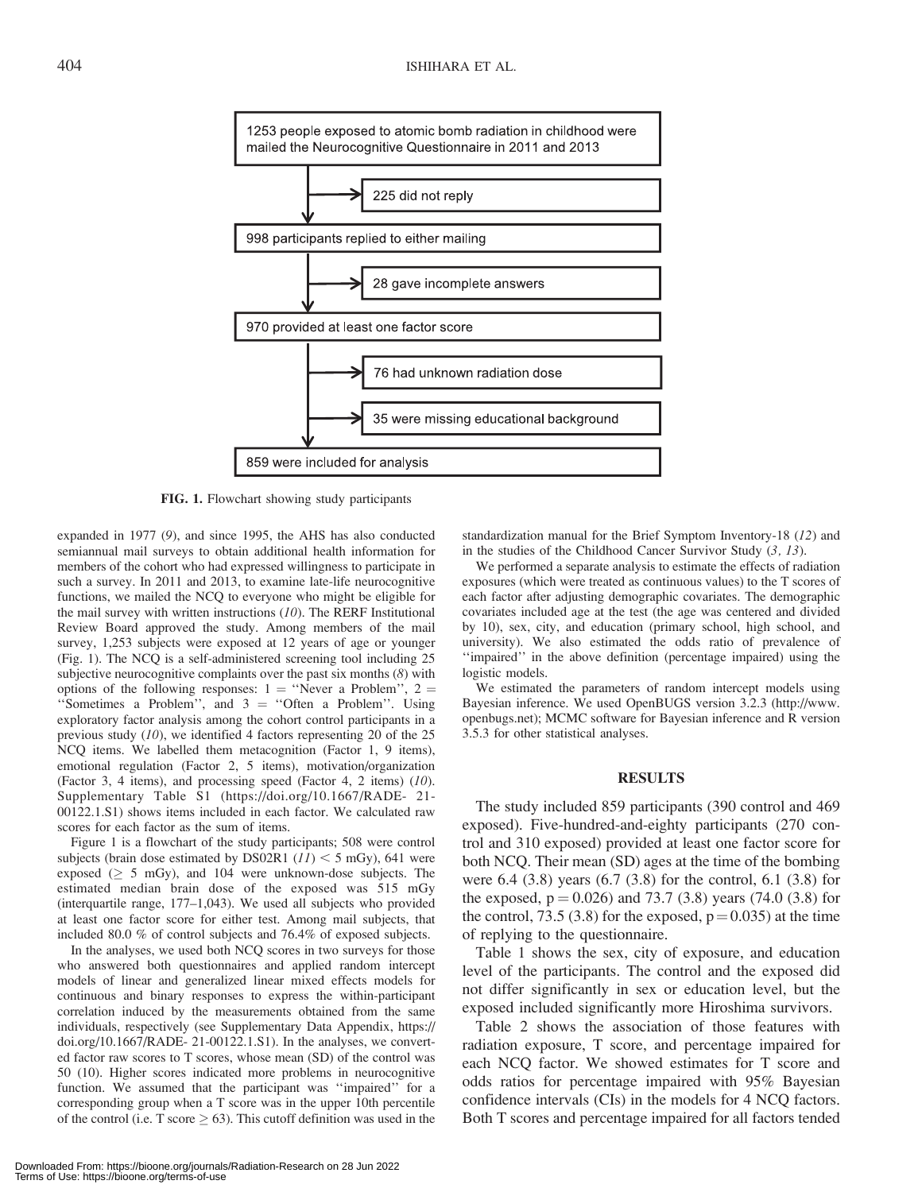1253 people exposed to atomic bomb radiation in childhood were mailed the Neurocognitive Questionnaire in 2011 and 2013

→ 225 did not reply

998 participants replied to either mailing

→ 28 gave incomplete answers

970 provided at least one factor score

→ 76 had unknown radiation dose

→ 35 were missing educational background

859 were included for analysis

**FIG. 1.** Flowchart showing study participants

expanded in 1977 (*9*), and since 1995, the AHS has also conducted semiannual mail surveys to obtain additional health information for members of the cohort who had expressed willingness to participate in such a survey. In 2011 and 2013, to examine late-life neurocognitive functions, we mailed the NCQ to everyone who might be eligible for the mail survey with written instructions (*10*). The RERF Institutional Review Board approved the study. Among members of the mail survey, 1,253 subjects were exposed at 12 years of age or younger (Fig. 1). The NCQ is a self-administered screening tool including 25 subjective neurocognitive complaints over the past six months (*8*) with options of the following responses: 1 = ''Never a Problem'', 2 = ''Sometimes a Problem'', and 3 = ''Often a Problem''. Using exploratory factor analysis among the cohort control participants in a previous study (*10*), we identified 4 factors representing 20 of the 25 NCQ items. We labelled them metacognition (Factor 1, 9 items), emotional regulation (Factor 2, 5 items), motivation/organization (Factor 3, 4 items), and processing speed (Factor 4, 2 items) (*10*). Supplementary Table S1 (https://doi.org/10.1667/RADE- 21-00122.1.S1) shows items included in each factor. We calculated raw scores for each factor as the sum of items.

Figure 1 is a flowchart of the study participants; 508 were control subjects (brain dose estimated by DS02R1 (*11*) < 5 mGy), 641 were exposed (≥ 5 mGy), and 104 were unknown-dose subjects. The estimated median brain dose of the exposed was 515 mGy (interquartile range, 177–1,043). We used all subjects who provided at least one factor score for either test. Among mail subjects, that included 80.0 % of control subjects and 76.4% of exposed subjects.

In the analyses, we used both NCQ scores in two surveys for those who answered both questionnaires and applied random intercept models of linear and generalized linear mixed effects models for continuous and binary responses to express the within-participant correlation induced by the measurements obtained from the same individuals, respectively (see Supplementary Data Appendix, https://doi.org/10.1667/RADE- 21-00122.1.S1). In the analyses, we converted factor raw scores to T scores, whose mean (SD) of the control was 50 (10). Higher scores indicated more problems in neurocognitive function. We assumed that the participant was ''impaired'' for a corresponding group when a T score was in the upper 10th percentile of the control (i.e. T score ≥ 63). This cutoff definition was used in the standardization manual for the Brief Symptom Inventory-18 (*12*) and in the studies of the Childhood Cancer Survivor Study (*3, 13*).

We performed a separate analysis to estimate the effects of radiation exposures (which were treated as continuous values) to the T scores of each factor after adjusting demographic covariates. The demographic covariates included age at the test (the age was centered and divided by 10), sex, city, and education (primary school, high school, and university). We also estimated the odds ratio of prevalence of ''impaired'' in the above definition (percentage impaired) using the logistic models.

We estimated the parameters of random intercept models using Bayesian inference. We used OpenBUGS version 3.2.3 (http://www.openbugs.net); MCMC software for Bayesian inference and R version 3.5.3 for other statistical analyses.

## RESULTS

The study included 859 participants (390 control and 469 exposed). Five-hundred-and-eighty participants (270 control and 310 exposed) provided at least one factor score for both NCQ. Their mean (SD) ages at the time of the bombing were 6.4 (3.8) years (6.7 (3.8) for the control, 6.1 (3.8) for the exposed, p = 0.026) and 73.7 (3.8) years (74.0 (3.8) for the control, 73.5 (3.8) for the exposed, p = 0.035) at the time of replying to the questionnaire.

Table 1 shows the sex, city of exposure, and education level of the participants. The control and the exposed did not differ significantly in sex or education level, but the exposed included significantly more Hiroshima survivors.

Table 2 shows the association of those features with radiation exposure, T score, and percentage impaired for each NCQ factor. We showed estimates for T score and odds ratios for percentage impaired with 95% Bayesian confidence intervals (CIs) in the models for 4 NCQ factors. Both T scores and percentage impaired for all factors tended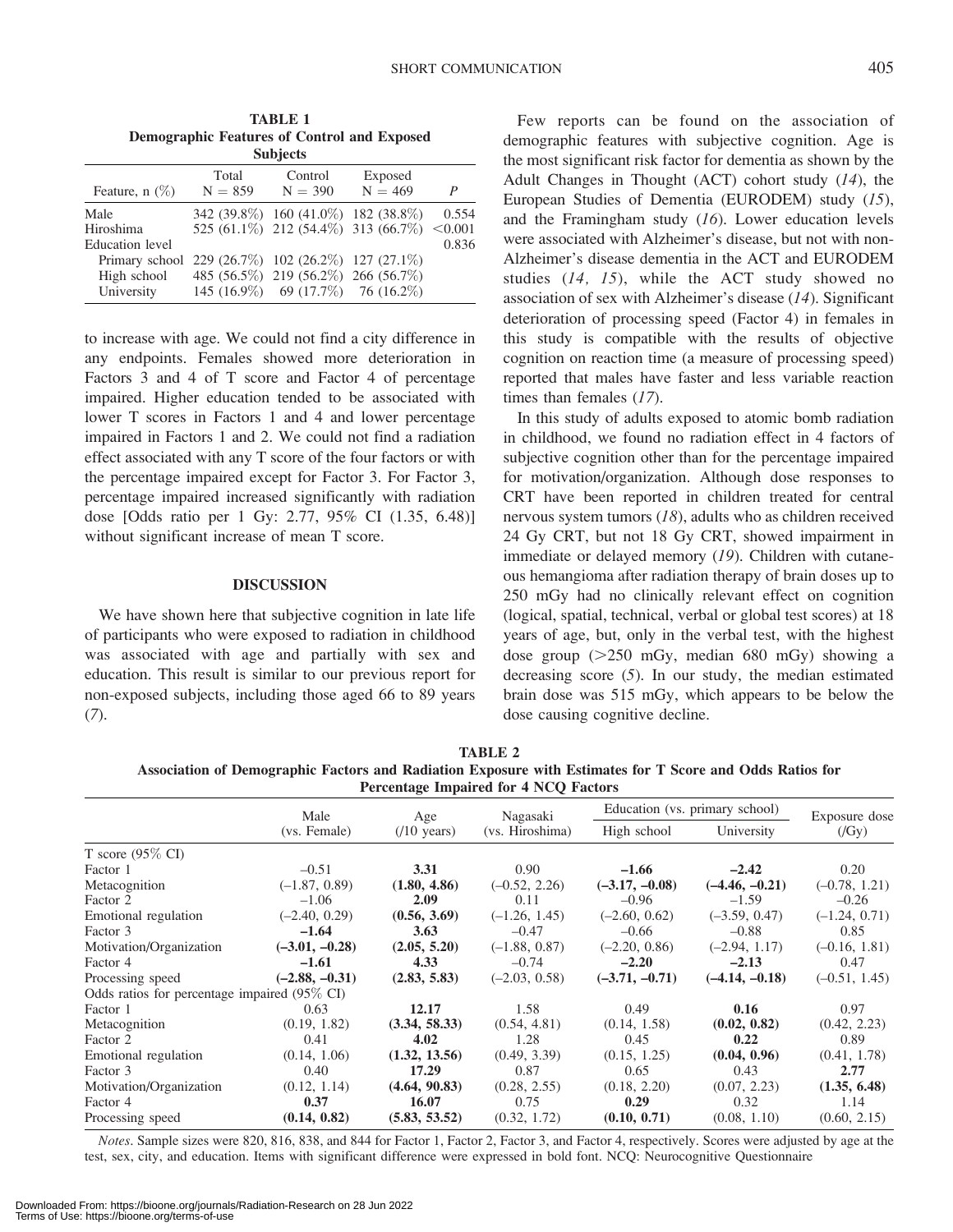**TABLE 1**
**Demographic Features of Control and Exposed Subjects**

| Feature, n (%) | Total N = 859 | Control N = 390 | Exposed N = 469 | *P* |
|---|---|---|---|---|
| Male | 342 (39.8%) | 160 (41.0%) | 182 (38.8%) | 0.554 |
| Hiroshima | 525 (61.1%) | 212 (54.4%) | 313 (66.7%) | <0.001 |
| Education level | | | | 0.836 |
| Primary school | 229 (26.7%) | 102 (26.2%) | 127 (27.1%) | |
| High school | 485 (56.5%) | 219 (56.2%) | 266 (56.7%) | |
| University | 145 (16.9%) | 69 (17.7%) | 76 (16.2%) | |

to increase with age. We could not find a city difference in any endpoints. Females showed more deterioration in Factors 3 and 4 of T score and Factor 4 of percentage impaired. Higher education tended to be associated with lower T scores in Factors 1 and 4 and lower percentage impaired in Factors 1 and 2. We could not find a radiation effect associated with any T score of the four factors or with the percentage impaired except for Factor 3. For Factor 3, percentage impaired increased significantly with radiation dose [Odds ratio per 1 Gy: 2.77, 95% CI (1.35, 6.48)] without significant increase of mean T score.

## DISCUSSION

We have shown here that subjective cognition in late life of participants who were exposed to radiation in childhood was associated with age and partially with sex and education. This result is similar to our previous report for non-exposed subjects, including those aged 66 to 89 years (*7*).

Few reports can be found on the association of demographic features with subjective cognition. Age is the most significant risk factor for dementia as shown by the Adult Changes in Thought (ACT) cohort study (*14*), the European Studies of Dementia (EURODEM) study (*15*), and the Framingham study (*16*). Lower education levels were associated with Alzheimer's disease, but not with non-Alzheimer's disease dementia in the ACT and EURODEM studies (*14, 15*), while the ACT study showed no association of sex with Alzheimer's disease (*14*). Significant deterioration of processing speed (Factor 4) in females in this study is compatible with the results of objective cognition on reaction time (a measure of processing speed) reported that males have faster and less variable reaction times than females (*17*).

In this study of adults exposed to atomic bomb radiation in childhood, we found no radiation effect in 4 factors of subjective cognition other than for the percentage impaired for motivation/organization. Although dose responses to CRT have been reported in children treated for central nervous system tumors (*18*), adults who as children received 24 Gy CRT, but not 18 Gy CRT, showed impairment in immediate or delayed memory (*19*). Children with cutaneous hemangioma after radiation therapy of brain doses up to 250 mGy had no clinically relevant effect on cognition (logical, spatial, technical, verbal or global test scores) at 18 years of age, but, only in the verbal test, with the highest dose group (>250 mGy, median 680 mGy) showing a decreasing score (*5*). In our study, the median estimated brain dose was 515 mGy, which appears to be below the dose causing cognitive decline.

**TABLE 2**
**Association of Demographic Factors and Radiation Exposure with Estimates for T Score and Odds Ratios for Percentage Impaired for 4 NCQ Factors**

| | Male (vs. Female) | Age (/10 years) | Nagasaki (vs. Hiroshima) | Education (vs. primary school) High school | Education (vs. primary school) University | Exposure dose (/Gy) |
|---|---|---|---|---|---|---|
| T score (95% CI) | | | | | | |
| Factor 1 | –0.51 | **3.31** | 0.90 | **–1.66** | **–2.42** | 0.20 |
| Metacognition | (–1.87, 0.89) | **(1.80, 4.86)** | (–0.52, 2.26) | **(–3.17, –0.08)** | **(–4.46, –0.21)** | (–0.78, 1.21) |
| Factor 2 | –1.06 | **2.09** | 0.11 | –0.96 | –1.59 | –0.26 |
| Emotional regulation | (–2.40, 0.29) | **(0.56, 3.69)** | (–1.26, 1.45) | (–2.60, 0.62) | (–3.59, 0.47) | (–1.24, 0.71) |
| Factor 3 | **–1.64** | **3.63** | –0.47 | –0.66 | –0.88 | 0.85 |
| Motivation/Organization | **(–3.01, –0.28)** | **(2.05, 5.20)** | (–1.88, 0.87) | (–2.20, 0.86) | (–2.94, 1.17) | (–0.16, 1.81) |
| Factor 4 | **–1.61** | **4.33** | –0.74 | **–2.20** | **–2.13** | 0.47 |
| Processing speed | **(–2.88, –0.31)** | **(2.83, 5.83)** | (–2.03, 0.58) | **(–3.71, –0.71)** | **(–4.14, –0.18)** | (–0.51, 1.45) |
| Odds ratios for percentage impaired (95% CI) | | | | | | |
| Factor 1 | 0.63 | **12.17** | 1.58 | 0.49 | **0.16** | 0.97 |
| Metacognition | (0.19, 1.82) | **(3.34, 58.33)** | (0.54, 4.81) | (0.14, 1.58) | **(0.02, 0.82)** | (0.42, 2.23) |
| Factor 2 | 0.41 | **4.02** | 1.28 | 0.45 | **0.22** | 0.89 |
| Emotional regulation | (0.14, 1.06) | **(1.32, 13.56)** | (0.49, 3.39) | (0.15, 1.25) | **(0.04, 0.96)** | (0.41, 1.78) |
| Factor 3 | 0.40 | **17.29** | 0.87 | 0.65 | 0.43 | **2.77** |
| Motivation/Organization | (0.12, 1.14) | **(4.64, 90.83)** | (0.28, 2.55) | (0.18, 2.20) | (0.07, 2.23) | **(1.35, 6.48)** |
| Factor 4 | **0.37** | **16.07** | 0.75 | **0.29** | 0.32 | 1.14 |
| Processing speed | **(0.14, 0.82)** | **(5.83, 53.52)** | (0.32, 1.72) | **(0.10, 0.71)** | (0.08, 1.10) | (0.60, 2.15) |

*Notes*. Sample sizes were 820, 816, 838, and 844 for Factor 1, Factor 2, Factor 3, and Factor 4, respectively. Scores were adjusted by age at the test, sex, city, and education. Items with significant difference were expressed in bold font. NCQ: Neurocognitive Questionnaire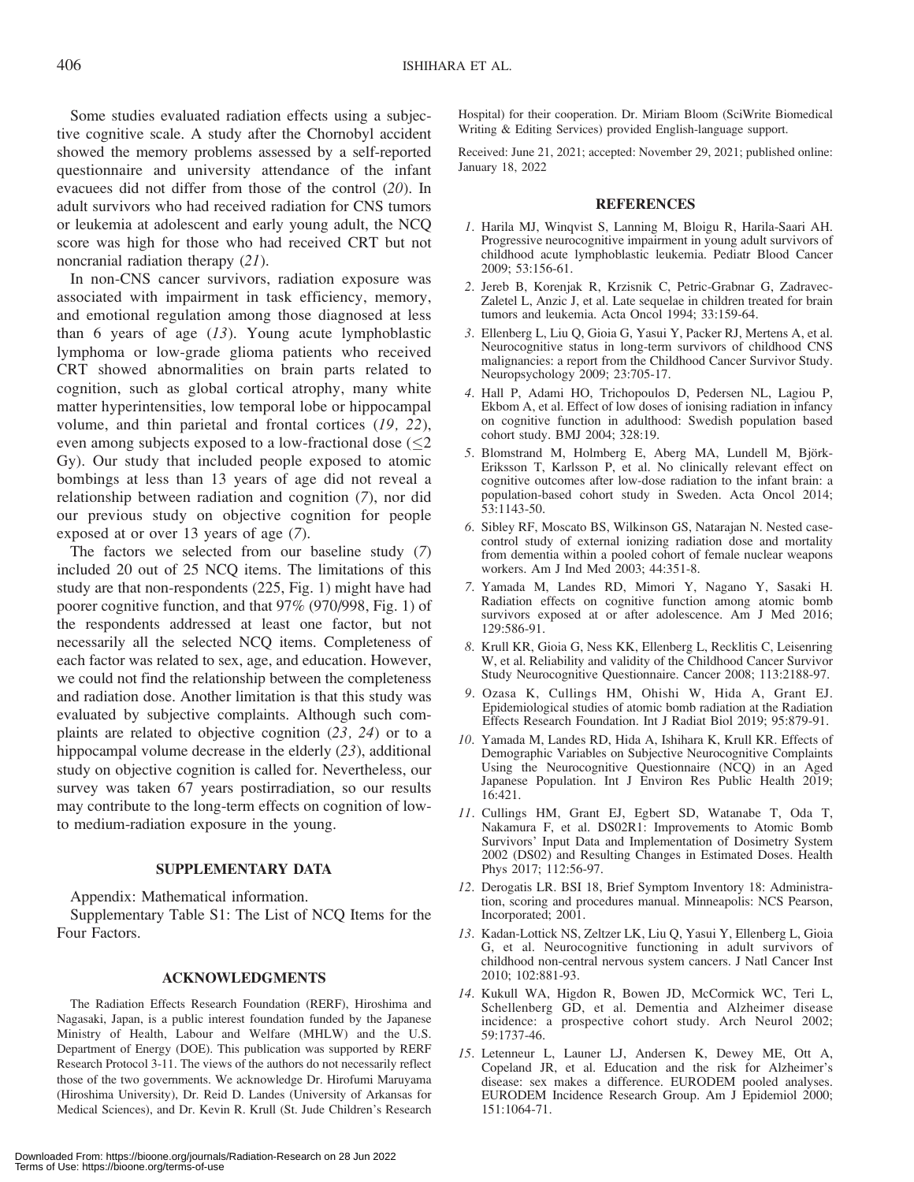Some studies evaluated radiation effects using a subjective cognitive scale. A study after the Chornobyl accident showed the memory problems assessed by a self-reported questionnaire and university attendance of the infant evacuees did not differ from those of the control (*20*). In adult survivors who had received radiation for CNS tumors or leukemia at adolescent and early young adult, the NCQ score was high for those who had received CRT but not noncranial radiation therapy (*21*).

In non-CNS cancer survivors, radiation exposure was associated with impairment in task efficiency, memory, and emotional regulation among those diagnosed at less than 6 years of age (*13*). Young acute lymphoblastic lymphoma or low-grade glioma patients who received CRT showed abnormalities on brain parts related to cognition, such as global cortical atrophy, many white matter hyperintensities, low temporal lobe or hippocampal volume, and thin parietal and frontal cortices (*19, 22*), even among subjects exposed to a low-fractional dose ($\leq$2 Gy). Our study that included people exposed to atomic bombings at less than 13 years of age did not reveal a relationship between radiation and cognition (*7*), nor did our previous study on objective cognition for people exposed at or over 13 years of age (*7*).

The factors we selected from our baseline study (*7*) included 20 out of 25 NCQ items. The limitations of this study are that non-respondents (225, Fig. 1) might have had poorer cognitive function, and that 97% (970/998, Fig. 1) of the respondents addressed at least one factor, but not necessarily all the selected NCQ items. Completeness of each factor was related to sex, age, and education. However, we could not find the relationship between the completeness and radiation dose. Another limitation is that this study was evaluated by subjective complaints. Although such complaints are related to objective cognition (*23, 24*) or to a hippocampal volume decrease in the elderly (*23*), additional study on objective cognition is called for. Nevertheless, our survey was taken 67 years postirradiation, so our results may contribute to the long-term effects on cognition of low- to medium-radiation exposure in the young.

## SUPPLEMENTARY DATA

Appendix: Mathematical information.

Supplementary Table S1: The List of NCQ Items for the Four Factors.

## ACKNOWLEDGMENTS

The Radiation Effects Research Foundation (RERF), Hiroshima and Nagasaki, Japan, is a public interest foundation funded by the Japanese Ministry of Health, Labour and Welfare (MHLW) and the U.S. Department of Energy (DOE). This publication was supported by RERF Research Protocol 3-11. The views of the authors do not necessarily reflect those of the two governments. We acknowledge Dr. Hirofumi Maruyama (Hiroshima University), Dr. Reid D. Landes (University of Arkansas for Medical Sciences), and Dr. Kevin R. Krull (St. Jude Children's Research Hospital) for their cooperation. Dr. Miriam Bloom (SciWrite Biomedical Writing & Editing Services) provided English-language support.

Received: June 21, 2021; accepted: November 29, 2021; published online: January 18, 2022

## REFERENCES

1. Harila MJ, Winqvist S, Lanning M, Bloigu R, Harila-Saari AH. Progressive neurocognitive impairment in young adult survivors of childhood acute lymphoblastic leukemia. Pediatr Blood Cancer 2009; 53:156-61.
2. Jereb B, Korenjak R, Krzisnik C, Petric-Grabnar G, Zadravec-Zaletel L, Anzic J, et al. Late sequelae in children treated for brain tumors and leukemia. Acta Oncol 1994; 33:159-64.
3. Ellenberg L, Liu Q, Gioia G, Yasui Y, Packer RJ, Mertens A, et al. Neurocognitive status in long-term survivors of childhood CNS malignancies: a report from the Childhood Cancer Survivor Study. Neuropsychology 2009; 23:705-17.
4. Hall P, Adami HO, Trichopoulos D, Pedersen NL, Lagiou P, Ekbom A, et al. Effect of low doses of ionising radiation in infancy on cognitive function in adulthood: Swedish population based cohort study. BMJ 2004; 328:19.
5. Blomstrand M, Holmberg E, Aberg MA, Lundell M, Björk-Eriksson T, Karlsson P, et al. No clinically relevant effect on cognitive outcomes after low-dose radiation to the infant brain: a population-based cohort study in Sweden. Acta Oncol 2014; 53:1143-50.
6. Sibley RF, Moscato BS, Wilkinson GS, Natarajan N. Nested case-control study of external ionizing radiation dose and mortality from dementia within a pooled cohort of female nuclear weapons workers. Am J Ind Med 2003; 44:351-8.
7. Yamada M, Landes RD, Mimori Y, Nagano Y, Sasaki H. Radiation effects on cognitive function among atomic bomb survivors exposed at or after adolescence. Am J Med 2016; 129:586-91.
8. Krull KR, Gioia G, Ness KK, Ellenberg L, Recklitis C, Leisenring W, et al. Reliability and validity of the Childhood Cancer Survivor Study Neurocognitive Questionnaire. Cancer 2008; 113:2188-97.
9. Ozasa K, Cullings HM, Ohishi W, Hida A, Grant EJ. Epidemiological studies of atomic bomb radiation at the Radiation Effects Research Foundation. Int J Radiat Biol 2019; 95:879-91.
10. Yamada M, Landes RD, Hida A, Ishihara K, Krull KR. Effects of Demographic Variables on Subjective Neurocognitive Complaints Using the Neurocognitive Questionnaire (NCQ) in an Aged Japanese Population. Int J Environ Res Public Health 2019; 16:421.
11. Cullings HM, Grant EJ, Egbert SD, Watanabe T, Oda T, Nakamura F, et al. DS02R1: Improvements to Atomic Bomb Survivors' Input Data and Implementation of Dosimetry System 2002 (DS02) and Resulting Changes in Estimated Doses. Health Phys 2017; 112:56-97.
12. Derogatis LR. BSI 18, Brief Symptom Inventory 18: Administration, scoring and procedures manual. Minneapolis: NCS Pearson, Incorporated; 2001.
13. Kadan-Lottick NS, Zeltzer LK, Liu Q, Yasui Y, Ellenberg L, Gioia G, et al. Neurocognitive functioning in adult survivors of childhood non-central nervous system cancers. J Natl Cancer Inst 2010; 102:881-93.
14. Kukull WA, Higdon R, Bowen JD, McCormick WC, Teri L, Schellenberg GD, et al. Dementia and Alzheimer disease incidence: a prospective cohort study. Arch Neurol 2002; 59:1737-46.
15. Letenneur L, Launer LJ, Andersen K, Dewey ME, Ott A, Copeland JR, et al. Education and the risk for Alzheimer's disease: sex makes a difference. EURODEM pooled analyses. EURODEM Incidence Research Group. Am J Epidemiol 2000; 151:1064-71.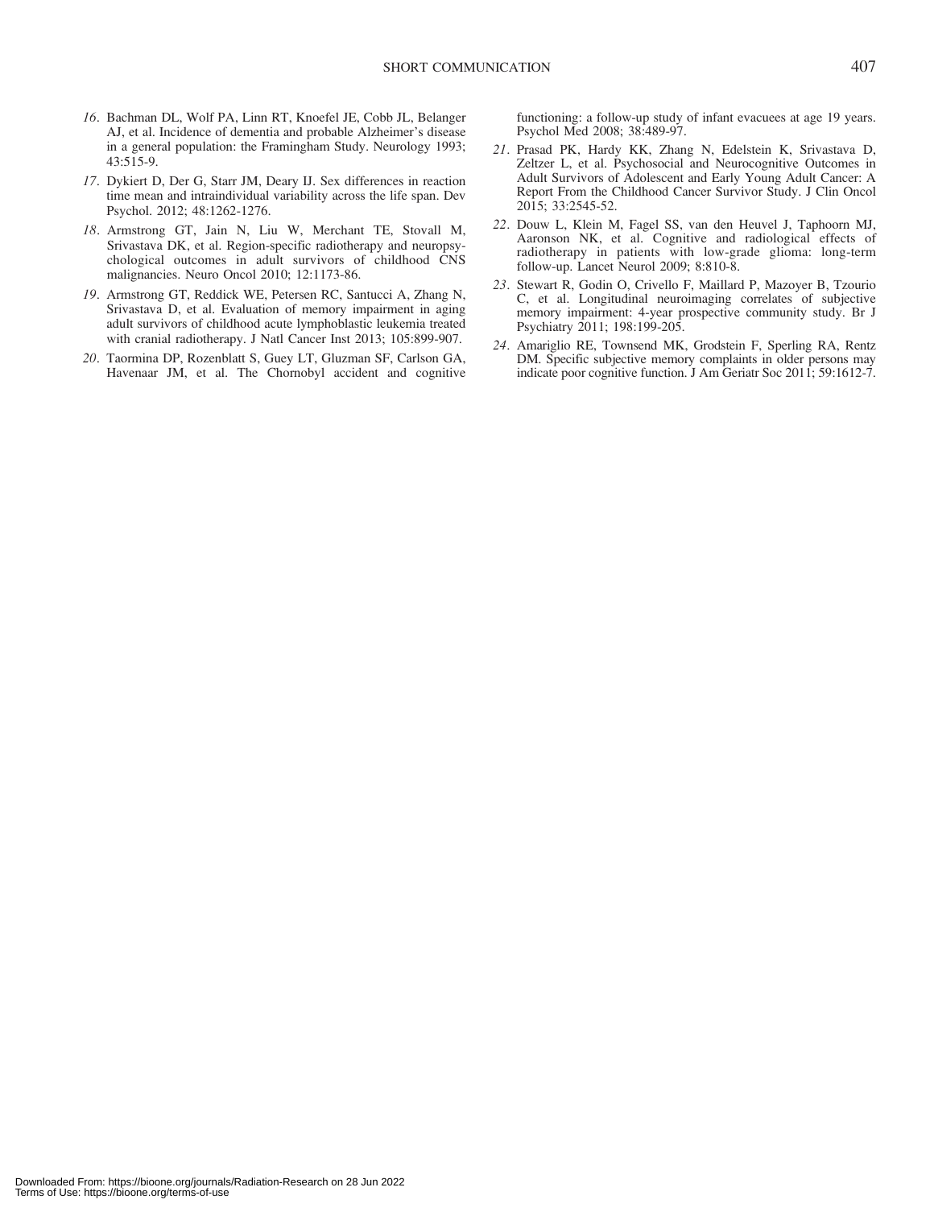16. Bachman DL, Wolf PA, Linn RT, Knoefel JE, Cobb JL, Belanger AJ, et al. Incidence of dementia and probable Alzheimer's disease in a general population: the Framingham Study. Neurology 1993; 43:515-9.

17. Dykiert D, Der G, Starr JM, Deary IJ. Sex differences in reaction time mean and intraindividual variability across the life span. Dev Psychol. 2012; 48:1262-1276.

18. Armstrong GT, Jain N, Liu W, Merchant TE, Stovall M, Srivastava DK, et al. Region-specific radiotherapy and neuropsychological outcomes in adult survivors of childhood CNS malignancies. Neuro Oncol 2010; 12:1173-86.

19. Armstrong GT, Reddick WE, Petersen RC, Santucci A, Zhang N, Srivastava D, et al. Evaluation of memory impairment in aging adult survivors of childhood acute lymphoblastic leukemia treated with cranial radiotherapy. J Natl Cancer Inst 2013; 105:899-907.

20. Taormina DP, Rozenblatt S, Guey LT, Gluzman SF, Carlson GA, Havenaar JM, et al. The Chornobyl accident and cognitive functioning: a follow-up study of infant evacuees at age 19 years. Psychol Med 2008; 38:489-97.

21. Prasad PK, Hardy KK, Zhang N, Edelstein K, Srivastava D, Zeltzer L, et al. Psychosocial and Neurocognitive Outcomes in Adult Survivors of Adolescent and Early Young Adult Cancer: A Report From the Childhood Cancer Survivor Study. J Clin Oncol 2015; 33:2545-52.

22. Douw L, Klein M, Fagel SS, van den Heuvel J, Taphoorn MJ, Aaronson NK, et al. Cognitive and radiological effects of radiotherapy in patients with low-grade glioma: long-term follow-up. Lancet Neurol 2009; 8:810-8.

23. Stewart R, Godin O, Crivello F, Maillard P, Mazoyer B, Tzourio C, et al. Longitudinal neuroimaging correlates of subjective memory impairment: 4-year prospective community study. Br J Psychiatry 2011; 198:199-205.

24. Amariglio RE, Townsend MK, Grodstein F, Sperling RA, Rentz DM. Specific subjective memory complaints in older persons may indicate poor cognitive function. J Am Geriatr Soc 2011; 59:1612-7.